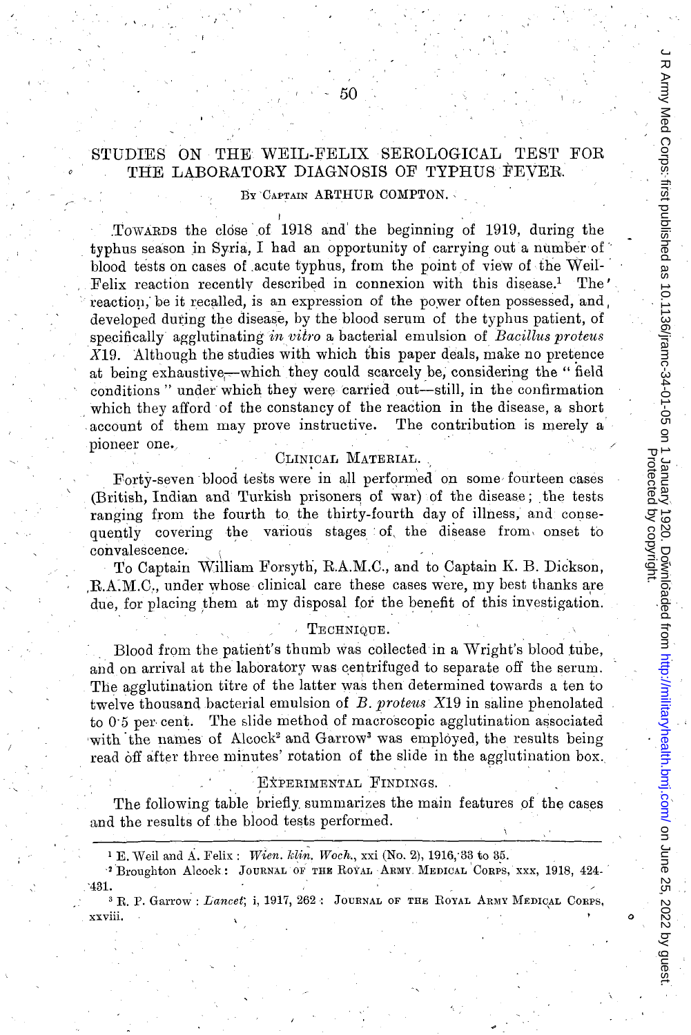# STUDIES ON THE WEIL-FELIX SEROLOGICAL TEST FOR THE LABORATORY DIAGNOSIS OF TYPHUS FEVER.

By Captain ARTHUR COMPTON.

Towards the close of 1918 and the beginning of 1919, during the typhus season in Syria, I had an opportunity of carrying out a number of blood tests on cases of acute typhus, from the point of view of the Weil-Felix reaction recently described in connexion with this disease.[1] The reaction, be it recalled, is an expression of the power often possessed, and developed during the disease, by the blood serum of the typhus patient, of specifically agglutinating *in vitro* a bacterial emulsion of *Bacillus proteus* X19. Although the studies with which this paper deals, make no pretence at being exhaustive—which they could scarcely be, considering the "field conditions" under which they were carried out—still, in the confirmation which they afford of the constancy of the reaction in the disease, a short account of them may prove instructive. The contribution is merely a pioneer one.

## Clinical Material.

Forty-seven blood tests were in all performed on some fourteen cases (British, Indian and Turkish prisoners of war) of the disease; the tests ranging from the fourth to the thirty-fourth day of illness, and consequently covering the various stages of the disease from onset to convalescence.

To Captain William Forsyth, R.A.M.C., and to Captain K. B. Dickson, R.A.M.C., under whose clinical care these cases were, my best thanks are due, for placing them at my disposal for the benefit of this investigation.

## Technique.

Blood from the patient's thumb was collected in a Wright's blood tube, and on arrival at the laboratory was centrifuged to separate off the serum. The agglutination titre of the latter was then determined towards a ten to twelve thousand bacterial emulsion of *B. proteus* X19 in saline phenolated to 0·5 per cent. The slide method of macroscopic agglutination associated with the names of Alcock[2] and Garrow[3] was employed, the results being read off after three minutes' rotation of the slide in the agglutination box.

## Experimental Findings.

The following table briefly summarizes the main features of the cases and the results of the blood tests performed.

---

[1] E. Weil and A. Felix: *Wien. klin. Woch.*, xxi (No. 2), 1916, 33 to 35.

[2] Broughton Alcock: Journal of the Royal Army Medical Corps, xxx, 1918, 424-431.

[3] R. P. Garrow: *Lancet*, i, 1917, 262: Journal of the Royal Army Medical Corps, xxviii.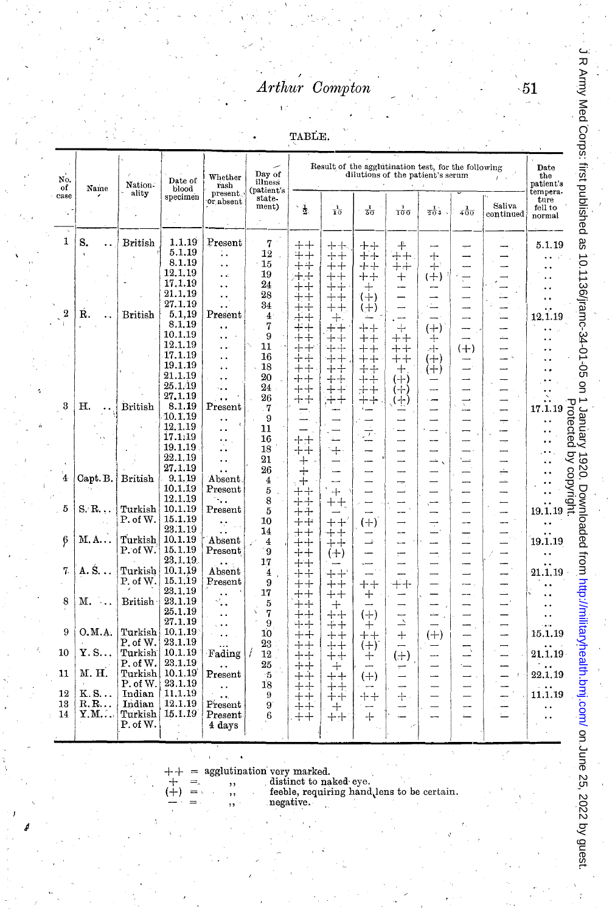TABLE.

| No. of case | Name | Nationality | Date of blood specimen | Whether rash present or absent | Day of illness (patient's statement) | Result of the agglutination test, for the following dilutions of the patient's serum | | | | | | | Date the patient's temperature fell to normal |
|---|---|---|---|---|---|---|---|---|---|---|---|---|---|
| | | | | | | 1/2 | 1/10 | 1/50 | 1/100 | 1/200 | 1/400 | Saliva continued | |
| 1 | S. .. | British | 1.1.19 | Present | 7 | ++ | ++ | ++ | + | — | — | — | 5.1.19 |
| | | | 5.1.19 | .. | 12 | ++ | ++ | ++ | ++ | + | — | — | .. |
| | | | 8.1.19 | .. | 15 | ++ | ++ | ++ | ++ | + | — | — | .. |
| | | | 12.1.19 | .. | 19 | ++ | ++ | ++ | + | (+) | — | — | .. |
| | | | 17.1.19 | .. | 24 | ++ | ++ | + | — | — | — | — | .. |
| | | | 21.1.19 | .. | 28 | ++ | ++ | (+) | — | — | — | — | .. |
| | | | 27.1.19 | .. | 34 | ++ | ++ | (+) | — | — | — | — | .. |
| 2 | R. .. | British | 5.1.19 | Present | 4 | ++ | + | — | — | — | — | — | 12.1.19 |
| | | | 8.1.19 | .. | 7 | ++ | ++ | ++ | + | (+) | — | — | .. |
| | | | 10.1.19 | .. | 9 | ++ | ++ | ++ | ++ | + | — | — | .. |
| | | | 12.1.19 | .. | 11 | ++ | ++ | ++ | ++ | + | (+) | — | .. |
| | | | 17.1.19 | .. | 16 | ++ | ++ | ++ | ++ | (+) | — | — | .. |
| | | | 19.1.19 | .. | 18 | ++ | ++ | ++ | + | (+) | — | — | .. |
| | | | 21.1.19 | .. | 20 | ++ | ++ | ++ | (+) | — | — | — | .. |
| | | | 25.1.19 | .. | 24 | ++ | ++ | ++ | (+) | — | — | — | .. |
| | | | 27.1.19 | .. | 26 | ++ | ++ | ++ | (+) | — | — | — | .. |
| 3 | H. .. | British | 8.1.19 | Present | 7 | — | — | — | — | — | — | — | 17.1.19 |
| | | | 10.1.19 | .. | 9 | — | — | — | — | — | — | — | .. |
| | | | 12.1.19 | .. | 11 | — | — | — | — | — | — | — | .. |
| | | | 17.1.19 | .. | 16 | ++ | — | — | — | — | — | — | .. |
| | | | 19.1.19 | .. | 18 | ++ | + | — | — | — | — | — | .. |
| | | | 22.1.19 | .. | 21 | + | — | — | — | — | — | — | .. |
| | | | 27.1.19 | .. | 26 | + | — | — | — | — | — | — | .. |
| 4 | Capt. B. | British | 9.1.19 | Absent | 4 | + | — | — | — | — | — | — | .. |
| | | | 10.1.19 | Present | 5 | ++ | + | — | — | — | — | — | .. |
| | | | 12.1.19 | .. | 8 | ++ | ++ | — | — | — | — | — | .. |
| 5 | S. R... | Turkish P. of W. | 10.1.19 | Present | 5 | ++ | — | — | — | — | — | — | 19.1.19 |
| | | | 15.1.19 | .. | 10 | ++ | ++ | (+) | — | — | — | — | .. |
| | | | 23.1.19 | .. | 14 | ++ | ++ | — | — | — | — | — | .. |
| 6 | M. A... | Turkish P. of W. | 10.1.19 | Absent | 4 | ++ | ++ | — | — | — | — | — | 19.1.19 |
| | | | 15.1.19 | Present | 9 | ++ | (+) | — | — | — | — | — | .. |
| | | | 23.1.19 | .. | 17 | ++ | — | — | — | — | — | — | .. |
| 7 | A. S... | Turkish P. of W. | 10.1.19 | Absent | 4 | ++ | ++ | — | — | — | — | — | 21.1.19 |
| | | | 15.1.19 | Present | 9 | ++ | ++ | ++ | ++ | — | — | — | .. |
| | | | 23.1.19 | .. | 17 | ++ | ++ | + | — | — | — | — | .. |
| 8 | M. ... | British | 23.1.19 | .. | 5 | ++ | + | — | — | — | — | — | .. |
| | | | 25.1.19 | .. | 7 | ++ | ++ | (+) | — | — | — | — | .. |
| | | | 27.1.19 | .. | 9 | ++ | ++ | + | — | — | — | — | .. |
| 9 | O. M. A. | Turkish P. of W. | 10.1.19 | .. | 10 | ++ | ++ | ++ | + | (+) | — | — | 15.1.19 |
| | | | 23.1.19 | .. | 23 | ++ | ++ | (+) | — | — | — | — | .. |
| 10 | Y. S... | Turkish P. of W. | 10.1.19 | Fading | 12 | ++ | ++ | + | (+) | — | — | — | 21.1.19 |
| | | | 23.1.19 | .. | 25 | ++ | + | — | — | — | — | — | .. |
| 11 | M. H. | Turkish P. of W. | 10.1.19 | Present | 5 | ++ | ++ | (+) | — | — | — | — | 22.1.19 |
| | | | 23.1.19 | .. | 18 | ++ | ++ | — | — | — | — | — | .. |
| 12 | K. S... | Indian | 11.1.19 | .. | 9 | ++ | ++ | ++ | + | — | — | — | 11.1.19 |
| 13 | R. R... | Indian | 12.1.19 | Present | 9 | ++ | + | — | — | — | — | — | .. |
| 14 | Y. M... | Turkish P. of W. | 15.1.19 | Present 4 days | 6 | ++ | ++ | + | — | — | — | — | .. |

++ = agglutination very marked.
\+ = ,, distinct to naked eye.
(+) = ,, feeble, requiring hand lens to be certain.
— = ,, negative.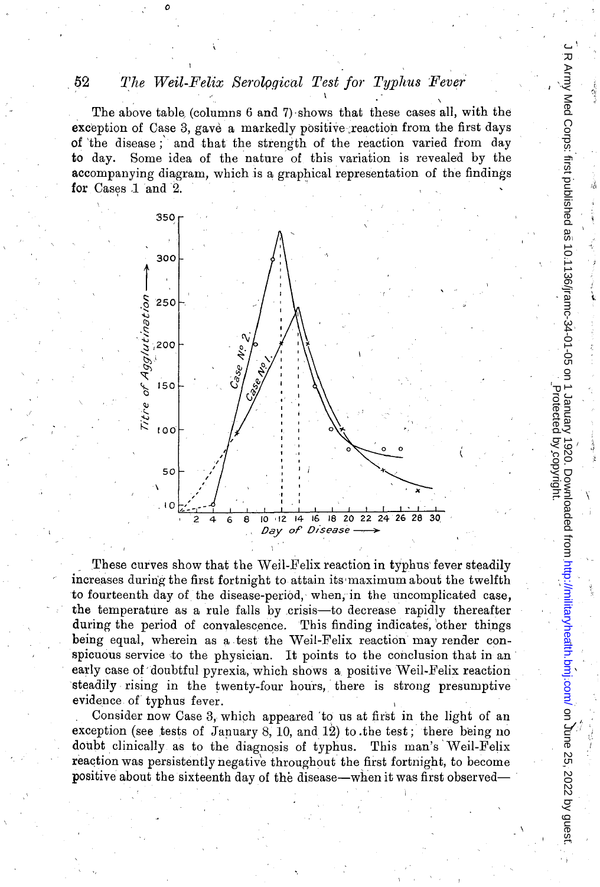The above table (columns 6 and 7) shows that these cases all, with the exception of Case 3, gave a markedly positive reaction from the first days of the disease; and that the strength of the reaction varied from day to day. Some idea of the nature of this variation is revealed by the accompanying diagram, which is a graphical representation of the findings for Cases 1 and 2.

These curves show that the Weil-Felix reaction in typhus fever steadily increases during the first fortnight to attain its maximum about the twelfth to fourteenth day of the disease-period, when, in the uncomplicated case, the temperature as a rule falls by crisis—to decrease rapidly thereafter during the period of convalescence. This finding indicates, other things being equal, wherein as a test the Weil-Felix reaction may render conspicuous service to the physician. It points to the conclusion that in an early case of doubtful pyrexia, which shows a positive Weil-Felix reaction steadily rising in the twenty-four hours, there is strong presumptive evidence of typhus fever.

Consider now Case 3, which appeared to us at first in the light of an exception (see tests of January 8, 10, and 12) to the test; there being no doubt clinically as to the diagnosis of typhus. This man's Weil-Felix reaction was persistently negative throughout the first fortnight, to become positive about the sixteenth day of the disease—when it was first observed—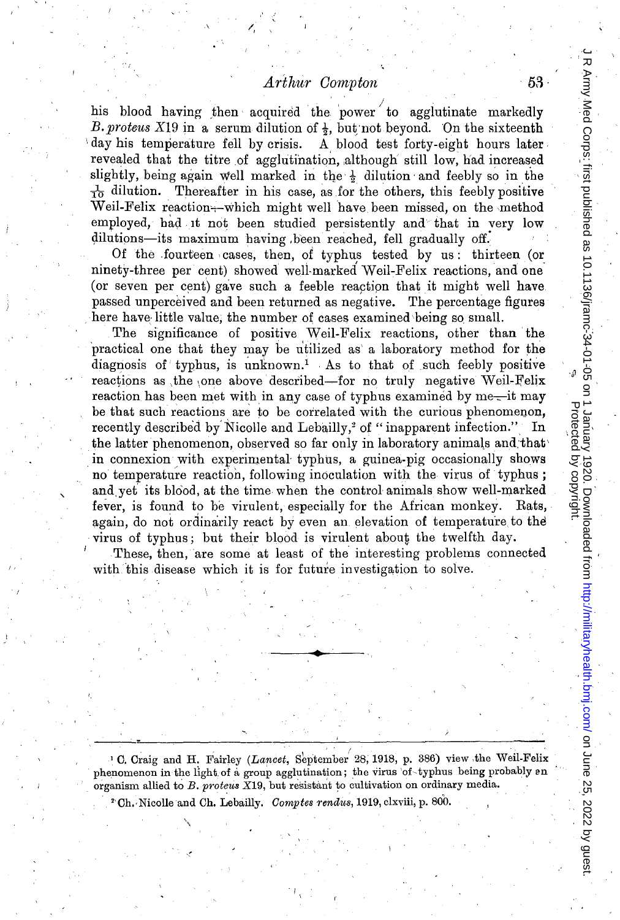his blood having then acquired the power to agglutinate markedly *B. proteus* X19 in a serum dilution of $\frac{1}{2}$, but not beyond. On the sixteenth day his temperature fell by crisis. A blood test forty-eight hours later revealed that the titre of agglutination, although still low, had increased slightly, being again well marked in the $\frac{1}{2}$ dilution and feebly so in the $\frac{1}{10}$ dilution. Thereafter in his case, as for the others, this feebly positive Weil-Felix reaction—which might well have been missed, on the method employed, had it not been studied persistently and that in very low dilutions—its maximum having been reached, fell gradually off.

Of the fourteen cases, then, of typhus tested by us: thirteen (or ninety-three per cent) showed well-marked Weil-Felix reactions, and one (or seven per cent) gave such a feeble reaction that it might well have passed unperceived and been returned as negative. The percentage figures here have little value, the number of cases examined being so small.

The significance of positive Weil-Felix reactions, other than the practical one that they may be utilized as a laboratory method for the diagnosis of typhus, is unknown.[1] As to that of such feebly positive reactions as the one above described—for no truly negative Weil-Felix reaction has been met with in any case of typhus examined by me—it may be that such reactions are to be correlated with the curious phenomenon, recently described by Nicolle and Lebailly,[2] of "inapparent infection." In the latter phenomenon, observed so far only in laboratory animals and that in connexion with experimental typhus, a guinea-pig occasionally shows no temperature reaction, following inoculation with the virus of typhus; and yet its blood, at the time when the control animals show well-marked fever, is found to be virulent, especially for the African monkey. Rats, again, do not ordinarily react by even an elevation of temperature to the virus of typhus; but their blood is virulent about the twelfth day.

These, then, are some at least of the interesting problems connected with this disease which it is for future investigation to solve.

---

[1] C. Craig and H. Fairley (*Lancet*, September 28, 1918, p. 386) view the Weil-Felix phenomenon in the light of a group agglutination; the virus of typhus being probably an organism allied to *B. proteus* X19, but resistant to cultivation on ordinary media.

[2] Ch. Nicolle and Ch. Lebailly. *Comptes rendus*, 1919, clxviii, p. 800.